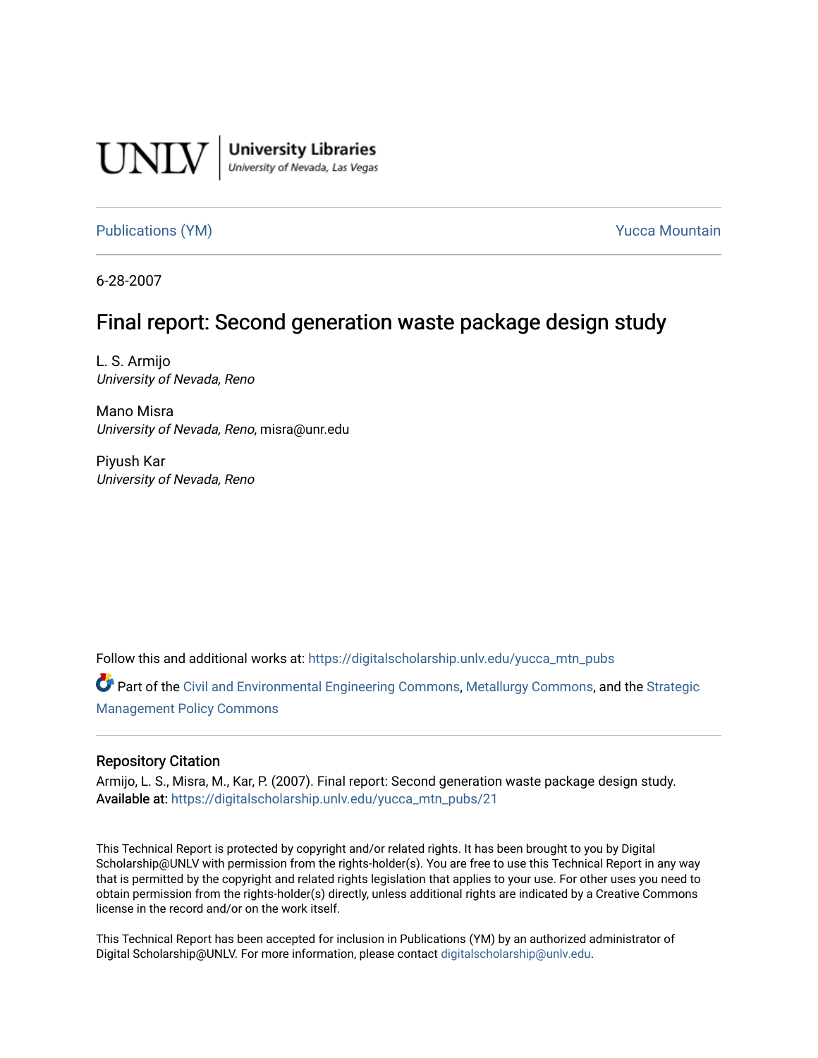UNLV | University Libraries
*University of Nevada, Las Vegas*

Publications (YM) | Yucca Mountain

6-28-2007

# Final report: Second generation waste package design study

L. S. Armijo
*University of Nevada, Reno*

Mano Misra
*University of Nevada, Reno*, misra@unr.edu

Piyush Kar
*University of Nevada, Reno*

Follow this and additional works at: https://digitalscholarship.unlv.edu/yucca_mtn_pubs

Part of the Civil and Environmental Engineering Commons, Metallurgy Commons, and the Strategic Management Policy Commons

## Repository Citation

Armijo, L. S., Misra, M., Kar, P. (2007). Final report: Second generation waste package design study.
**Available at:** https://digitalscholarship.unlv.edu/yucca_mtn_pubs/21

This Technical Report is protected by copyright and/or related rights. It has been brought to you by Digital Scholarship@UNLV with permission from the rights-holder(s). You are free to use this Technical Report in any way that is permitted by the copyright and related rights legislation that applies to your use. For other uses you need to obtain permission from the rights-holder(s) directly, unless additional rights are indicated by a Creative Commons license in the record and/or on the work itself.

This Technical Report has been accepted for inclusion in Publications (YM) by an authorized administrator of Digital Scholarship@UNLV. For more information, please contact digitalscholarship@unlv.edu.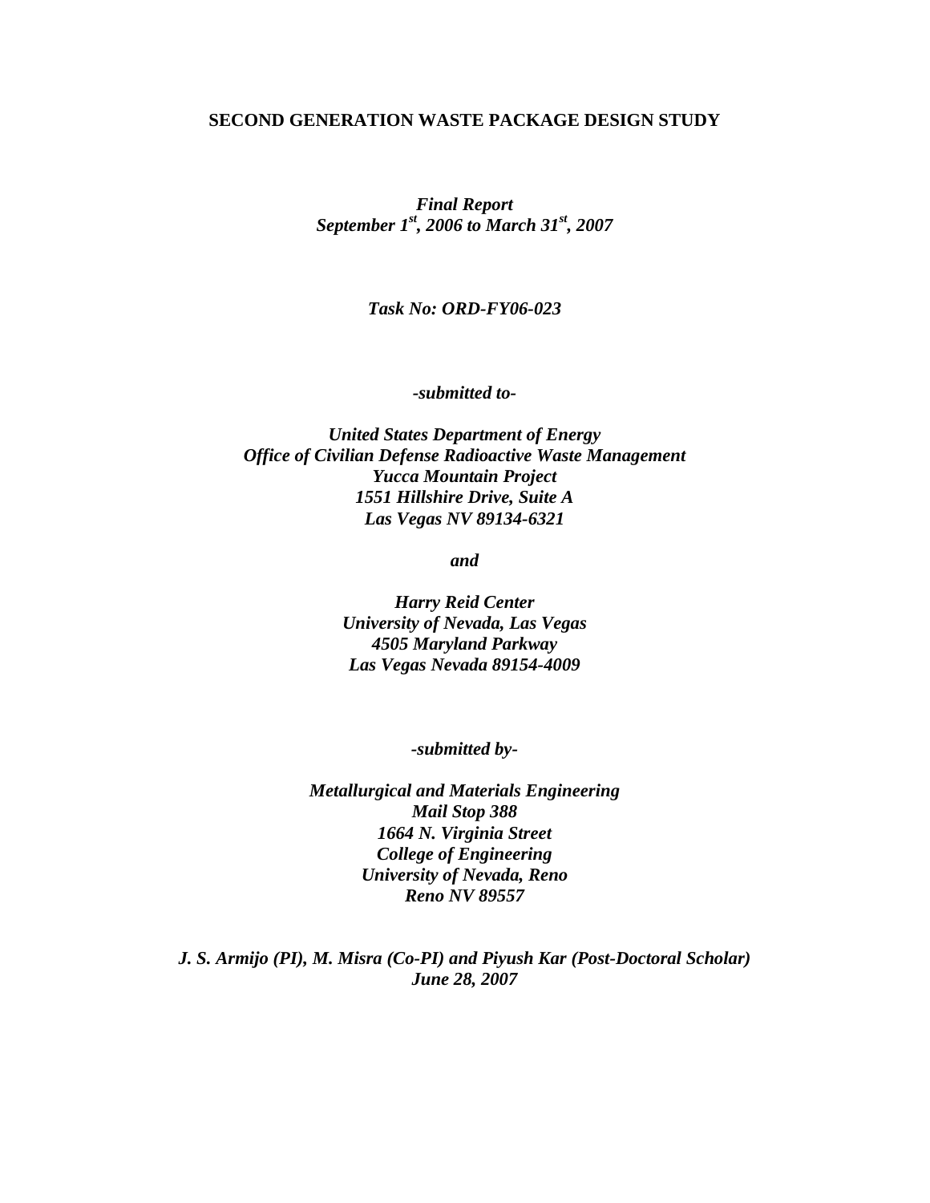# SECOND GENERATION WASTE PACKAGE DESIGN STUDY

***Final Report***
***September 1st, 2006 to March 31st, 2007***

***Task No: ORD-FY06-023***

***-submitted to-***

***United States Department of Energy***
***Office of Civilian Defense Radioactive Waste Management***
***Yucca Mountain Project***
***1551 Hillshire Drive, Suite A***
***Las Vegas NV 89134-6321***

***and***

***Harry Reid Center***
***University of Nevada, Las Vegas***
***4505 Maryland Parkway***
***Las Vegas Nevada 89154-4009***

***-submitted by-***

***Metallurgical and Materials Engineering***
***Mail Stop 388***
***1664 N. Virginia Street***
***College of Engineering***
***University of Nevada, Reno***
***Reno NV 89557***

***J. S. Armijo (PI), M. Misra (Co-PI) and Piyush Kar (Post-Doctoral Scholar)***
***June 28, 2007***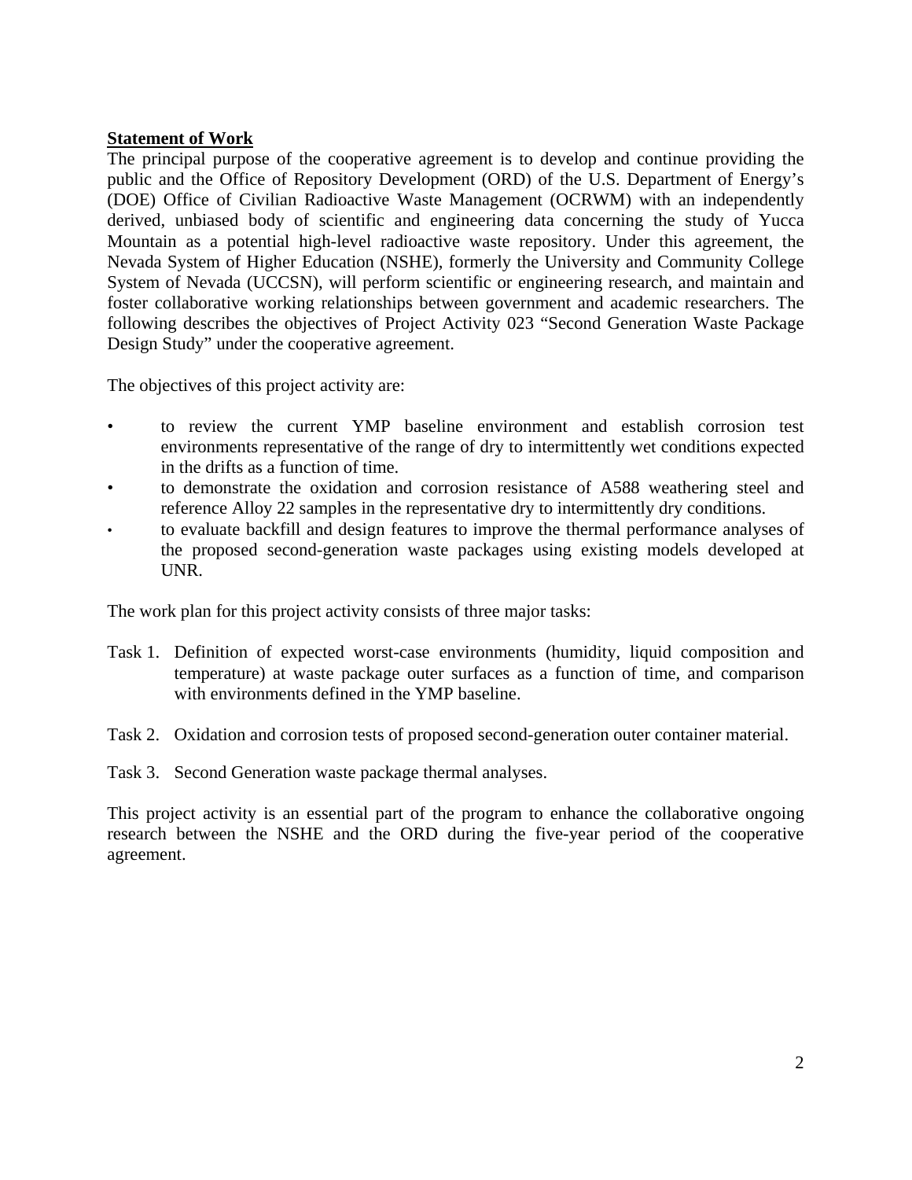**Statement of Work**

The principal purpose of the cooperative agreement is to develop and continue providing the public and the Office of Repository Development (ORD) of the U.S. Department of Energy's (DOE) Office of Civilian Radioactive Waste Management (OCRWM) with an independently derived, unbiased body of scientific and engineering data concerning the study of Yucca Mountain as a potential high-level radioactive waste repository. Under this agreement, the Nevada System of Higher Education (NSHE), formerly the University and Community College System of Nevada (UCCSN), will perform scientific or engineering research, and maintain and foster collaborative working relationships between government and academic researchers. The following describes the objectives of Project Activity 023 "Second Generation Waste Package Design Study" under the cooperative agreement.

The objectives of this project activity are:

- to review the current YMP baseline environment and establish corrosion test environments representative of the range of dry to intermittently wet conditions expected in the drifts as a function of time.
- to demonstrate the oxidation and corrosion resistance of A588 weathering steel and reference Alloy 22 samples in the representative dry to intermittently dry conditions.
- to evaluate backfill and design features to improve the thermal performance analyses of the proposed second-generation waste packages using existing models developed at UNR.

The work plan for this project activity consists of three major tasks:

Task 1. Definition of expected worst-case environments (humidity, liquid composition and temperature) at waste package outer surfaces as a function of time, and comparison with environments defined in the YMP baseline.

Task 2. Oxidation and corrosion tests of proposed second-generation outer container material.

Task 3. Second Generation waste package thermal analyses.

This project activity is an essential part of the program to enhance the collaborative ongoing research between the NSHE and the ORD during the five-year period of the cooperative agreement.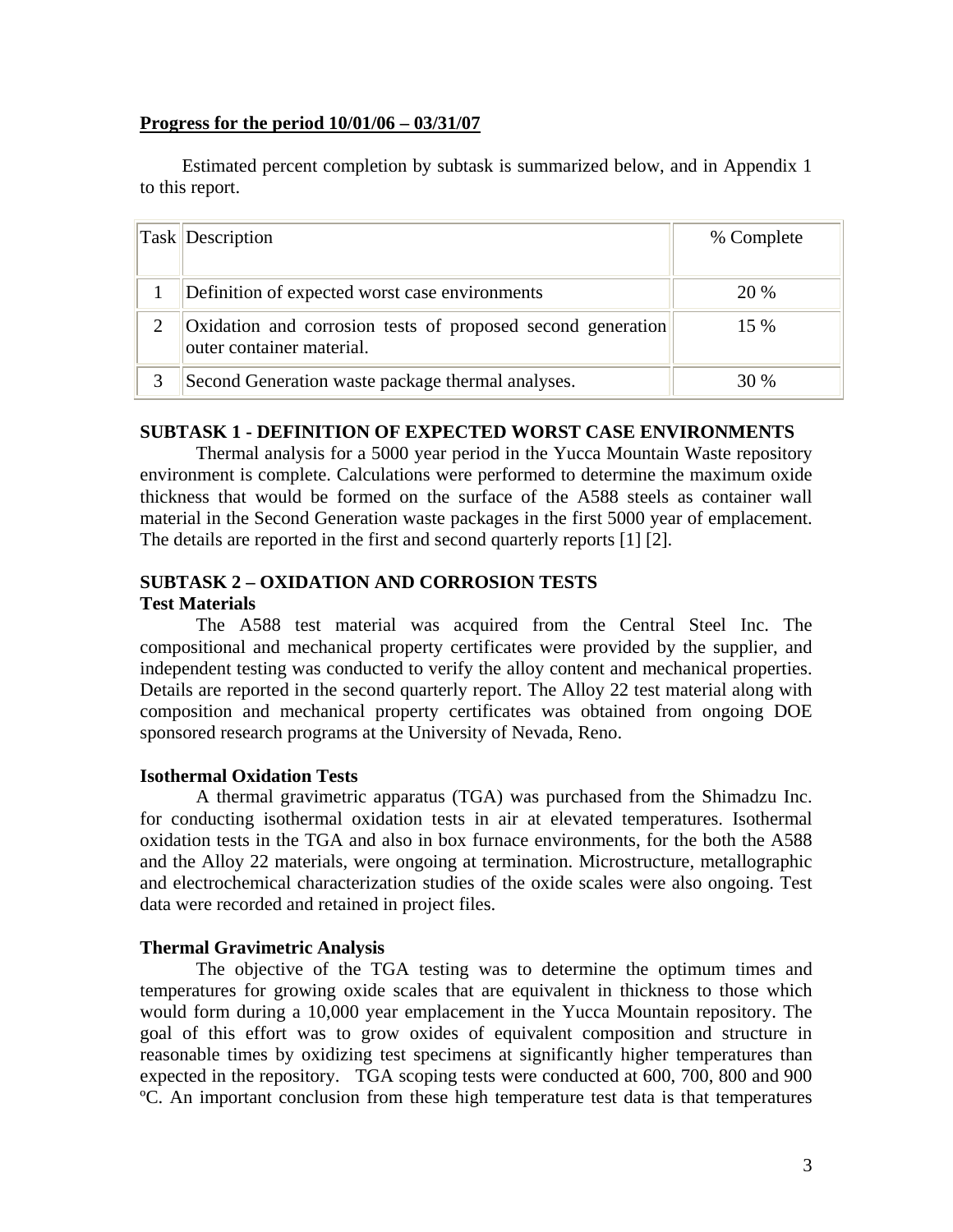**Progress for the period 10/01/06 – 03/31/07**

Estimated percent completion by subtask is summarized below, and in Appendix 1 to this report.

| Task | Description | % Complete |
| --- | --- | --- |
| 1 | Definition of expected worst case environments | 20 % |
| 2 | Oxidation and corrosion tests of proposed second generation outer container material. | 15 % |
| 3 | Second Generation waste package thermal analyses. | 30 % |

**SUBTASK 1 - DEFINITION OF EXPECTED WORST CASE ENVIRONMENTS**

Thermal analysis for a 5000 year period in the Yucca Mountain Waste repository environment is complete. Calculations were performed to determine the maximum oxide thickness that would be formed on the surface of the A588 steels as container wall material in the Second Generation waste packages in the first 5000 year of emplacement. The details are reported in the first and second quarterly reports [1] [2].

**SUBTASK 2 – OXIDATION AND CORROSION TESTS**

**Test Materials**

The A588 test material was acquired from the Central Steel Inc. The compositional and mechanical property certificates were provided by the supplier, and independent testing was conducted to verify the alloy content and mechanical properties. Details are reported in the second quarterly report. The Alloy 22 test material along with composition and mechanical property certificates was obtained from ongoing DOE sponsored research programs at the University of Nevada, Reno.

**Isothermal Oxidation Tests**

A thermal gravimetric apparatus (TGA) was purchased from the Shimadzu Inc. for conducting isothermal oxidation tests in air at elevated temperatures. Isothermal oxidation tests in the TGA and also in box furnace environments, for the both the A588 and the Alloy 22 materials, were ongoing at termination. Microstructure, metallographic and electrochemical characterization studies of the oxide scales were also ongoing. Test data were recorded and retained in project files.

**Thermal Gravimetric Analysis**

The objective of the TGA testing was to determine the optimum times and temperatures for growing oxide scales that are equivalent in thickness to those which would form during a 10,000 year emplacement in the Yucca Mountain repository. The goal of this effort was to grow oxides of equivalent composition and structure in reasonable times by oxidizing test specimens at significantly higher temperatures than expected in the repository. TGA scoping tests were conducted at 600, 700, 800 and 900 ºC. An important conclusion from these high temperature test data is that temperatures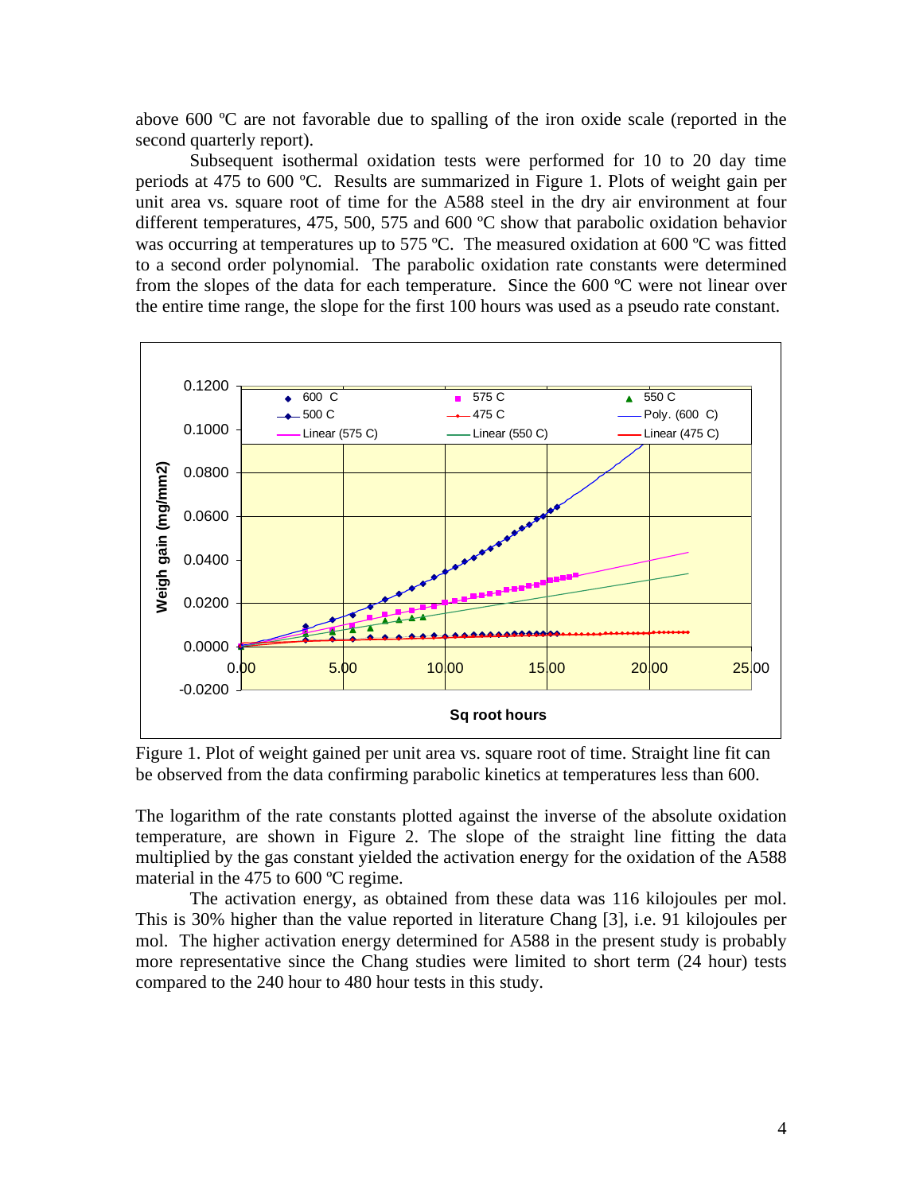above 600 ºC are not favorable due to spalling of the iron oxide scale (reported in the second quarterly report).

Subsequent isothermal oxidation tests were performed for 10 to 20 day time periods at 475 to 600 ºC. Results are summarized in Figure 1. Plots of weight gain per unit area vs. square root of time for the A588 steel in the dry air environment at four different temperatures, 475, 500, 575 and 600 ºC show that parabolic oxidation behavior was occurring at temperatures up to 575 ºC. The measured oxidation at 600 ºC was fitted to a second order polynomial. The parabolic oxidation rate constants were determined from the slopes of the data for each temperature. Since the 600 ºC were not linear over the entire time range, the slope for the first 100 hours was used as a pseudo rate constant.

Figure 1. Plot of weight gained per unit area vs. square root of time. Straight line fit can be observed from the data confirming parabolic kinetics at temperatures less than 600.

The logarithm of the rate constants plotted against the inverse of the absolute oxidation temperature, are shown in Figure 2. The slope of the straight line fitting the data multiplied by the gas constant yielded the activation energy for the oxidation of the A588 material in the 475 to 600 ºC regime.

The activation energy, as obtained from these data was 116 kilojoules per mol. This is 30% higher than the value reported in literature Chang [3], i.e. 91 kilojoules per mol. The higher activation energy determined for A588 in the present study is probably more representative since the Chang studies were limited to short term (24 hour) tests compared to the 240 hour to 480 hour tests in this study.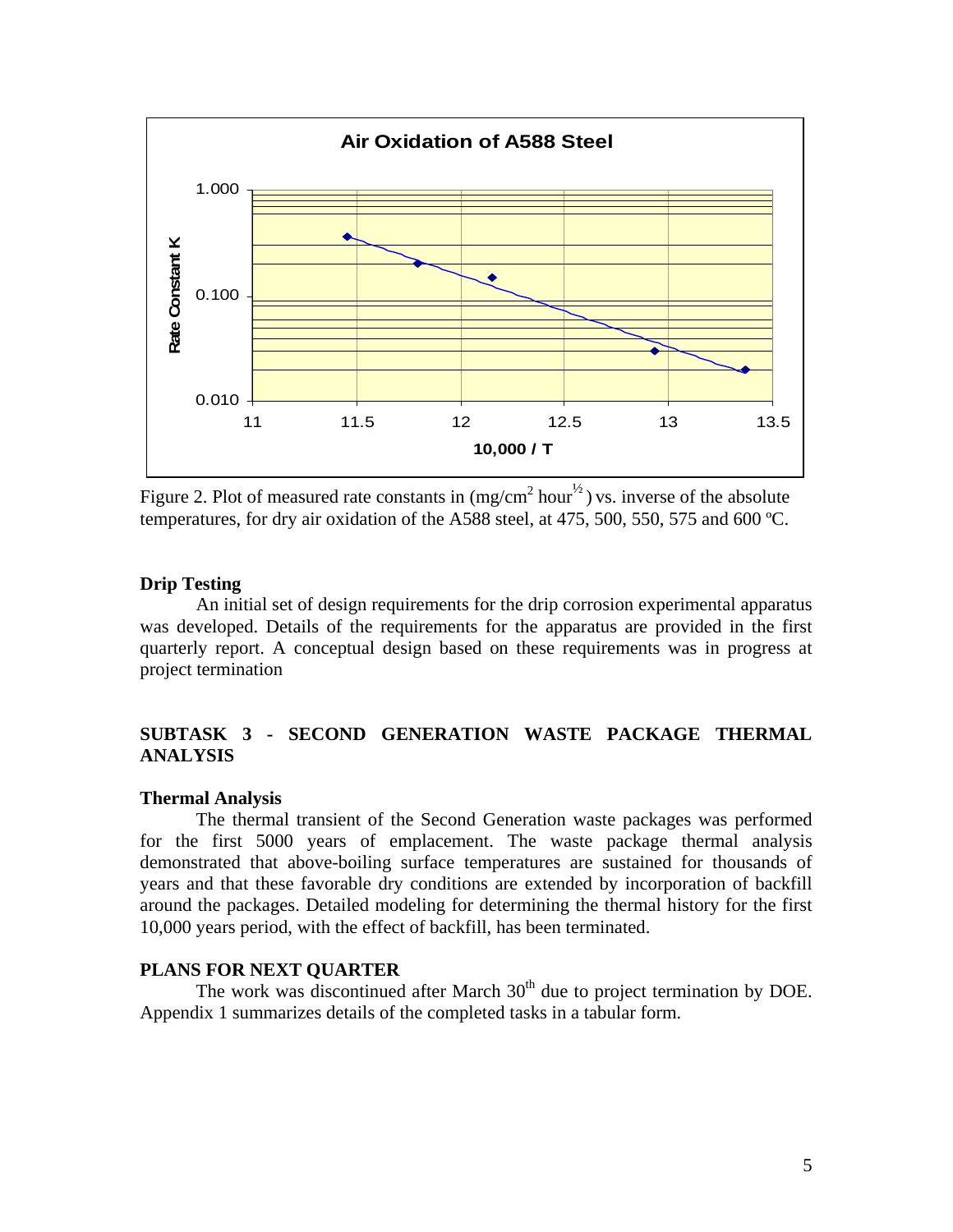Figure 2. Plot of measured rate constants in (mg/cm$^2$ hour$^{½}$) vs. inverse of the absolute temperatures, for dry air oxidation of the A588 steel, at 475, 500, 550, 575 and 600 ºC.

### Drip Testing

An initial set of design requirements for the drip corrosion experimental apparatus was developed. Details of the requirements for the apparatus are provided in the first quarterly report. A conceptual design based on these requirements was in progress at project termination

## SUBTASK 3 - SECOND GENERATION WASTE PACKAGE THERMAL ANALYSIS

### Thermal Analysis

The thermal transient of the Second Generation waste packages was performed for the first 5000 years of emplacement. The waste package thermal analysis demonstrated that above-boiling surface temperatures are sustained for thousands of years and that these favorable dry conditions are extended by incorporation of backfill around the packages. Detailed modeling for determining the thermal history for the first 10,000 years period, with the effect of backfill, has been terminated.

## PLANS FOR NEXT QUARTER

The work was discontinued after March 30$^{th}$ due to project termination by DOE. Appendix 1 summarizes details of the completed tasks in a tabular form.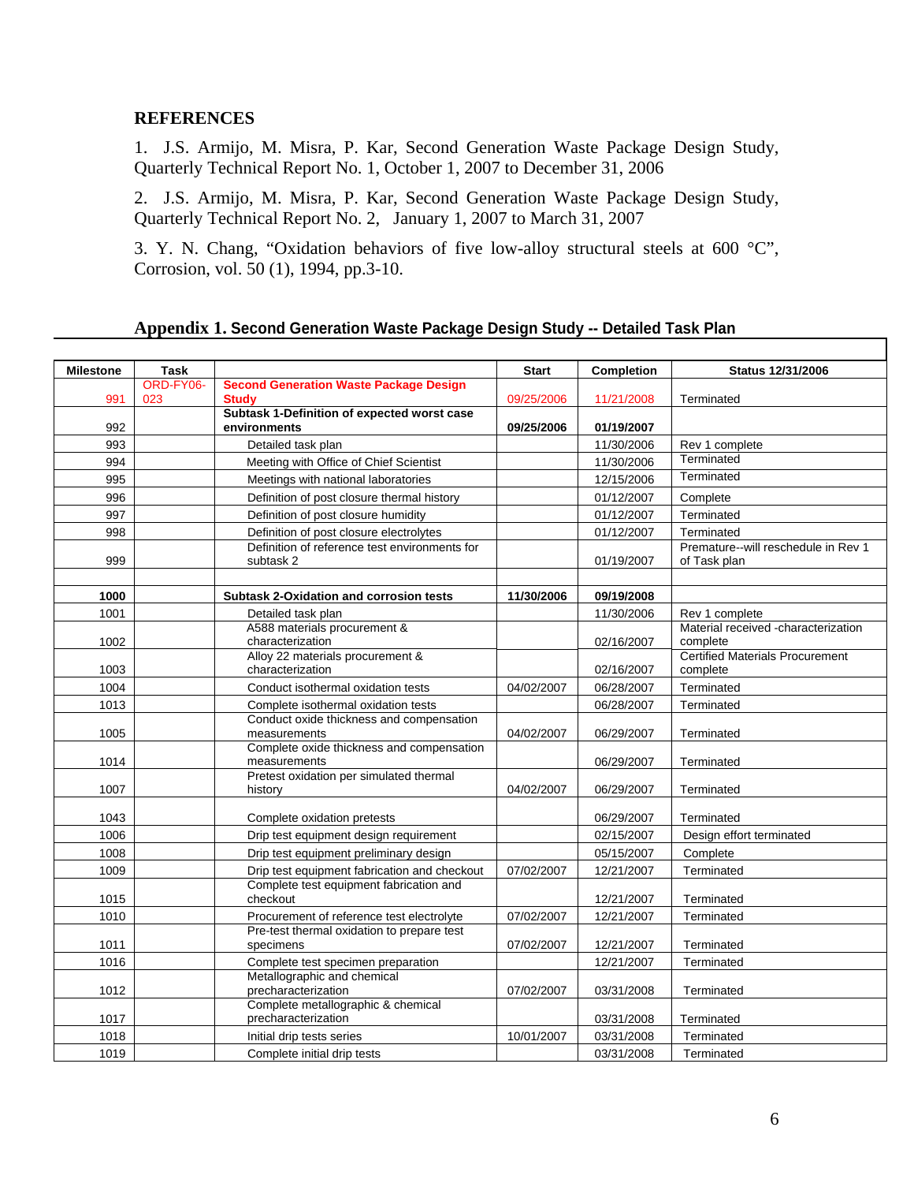## REFERENCES

1. J.S. Armijo, M. Misra, P. Kar, Second Generation Waste Package Design Study, Quarterly Technical Report No. 1, October 1, 2007 to December 31, 2006

2. J.S. Armijo, M. Misra, P. Kar, Second Generation Waste Package Design Study, Quarterly Technical Report No. 2, January 1, 2007 to March 31, 2007

3. Y. N. Chang, "Oxidation behaviors of five low-alloy structural steels at 600 °C", Corrosion, vol. 50 (1), 1994, pp.3-10.

## Appendix 1. Second Generation Waste Package Design Study -- Detailed Task Plan

| Milestone | Task | | Start | Completion | Status 12/31/2006 |
|---|---|---|---|---|---|
| 991 | ORD-FY06-023 | **Second Generation Waste Package Design Study** | 09/25/2006 | 11/21/2008 | Terminated |
| 992 | | **Subtask 1-Definition of expected worst case environments** | **09/25/2006** | **01/19/2007** | |
| 993 | | Detailed task plan | | 11/30/2006 | Rev 1 complete |
| 994 | | Meeting with Office of Chief Scientist | | 11/30/2006 | Terminated |
| 995 | | Meetings with national laboratories | | 12/15/2006 | Terminated |
| 996 | | Definition of post closure thermal history | | 01/12/2007 | Complete |
| 997 | | Definition of post closure humidity | | 01/12/2007 | Terminated |
| 998 | | Definition of post closure electrolytes | | 01/12/2007 | Terminated |
| 999 | | Definition of reference test environments for subtask 2 | | 01/19/2007 | Premature--will reschedule in Rev 1 of Task plan |
| | | | | | |
| **1000** | | **Subtask 2-Oxidation and corrosion tests** | **11/30/2006** | **09/19/2008** | |
| 1001 | | Detailed task plan | | 11/30/2006 | Rev 1 complete |
| 1002 | | A588 materials procurement & characterization | | 02/16/2007 | Material received -characterization complete |
| 1003 | | Alloy 22 materials procurement & characterization | | 02/16/2007 | Certified Materials Procurement complete |
| 1004 | | Conduct isothermal oxidation tests | 04/02/2007 | 06/28/2007 | Terminated |
| 1013 | | Complete isothermal oxidation tests | | 06/28/2007 | Terminated |
| 1005 | | Conduct oxide thickness and compensation measurements | 04/02/2007 | 06/29/2007 | Terminated |
| 1014 | | Complete oxide thickness and compensation measurements | | 06/29/2007 | Terminated |
| 1007 | | Pretest oxidation per simulated thermal history | 04/02/2007 | 06/29/2007 | Terminated |
| 1043 | | Complete oxidation pretests | | 06/29/2007 | Terminated |
| 1006 | | Drip test equipment design requirement | | 02/15/2007 | Design effort terminated |
| 1008 | | Drip test equipment preliminary design | | 05/15/2007 | Complete |
| 1009 | | Drip test equipment fabrication and checkout | 07/02/2007 | 12/21/2007 | Terminated |
| 1015 | | Complete test equipment fabrication and checkout | | 12/21/2007 | Terminated |
| 1010 | | Procurement of reference test electrolyte | 07/02/2007 | 12/21/2007 | Terminated |
| 1011 | | Pre-test thermal oxidation to prepare test specimens | 07/02/2007 | 12/21/2007 | Terminated |
| 1016 | | Complete test specimen preparation | | 12/21/2007 | Terminated |
| 1012 | | Metallographic and chemical precharacterization | 07/02/2007 | 03/31/2008 | Terminated |
| 1017 | | Complete metallographic & chemical precharacterization | | 03/31/2008 | Terminated |
| 1018 | | Initial drip tests series | 10/01/2007 | 03/31/2008 | Terminated |
| 1019 | | Complete initial drip tests | | 03/31/2008 | Terminated |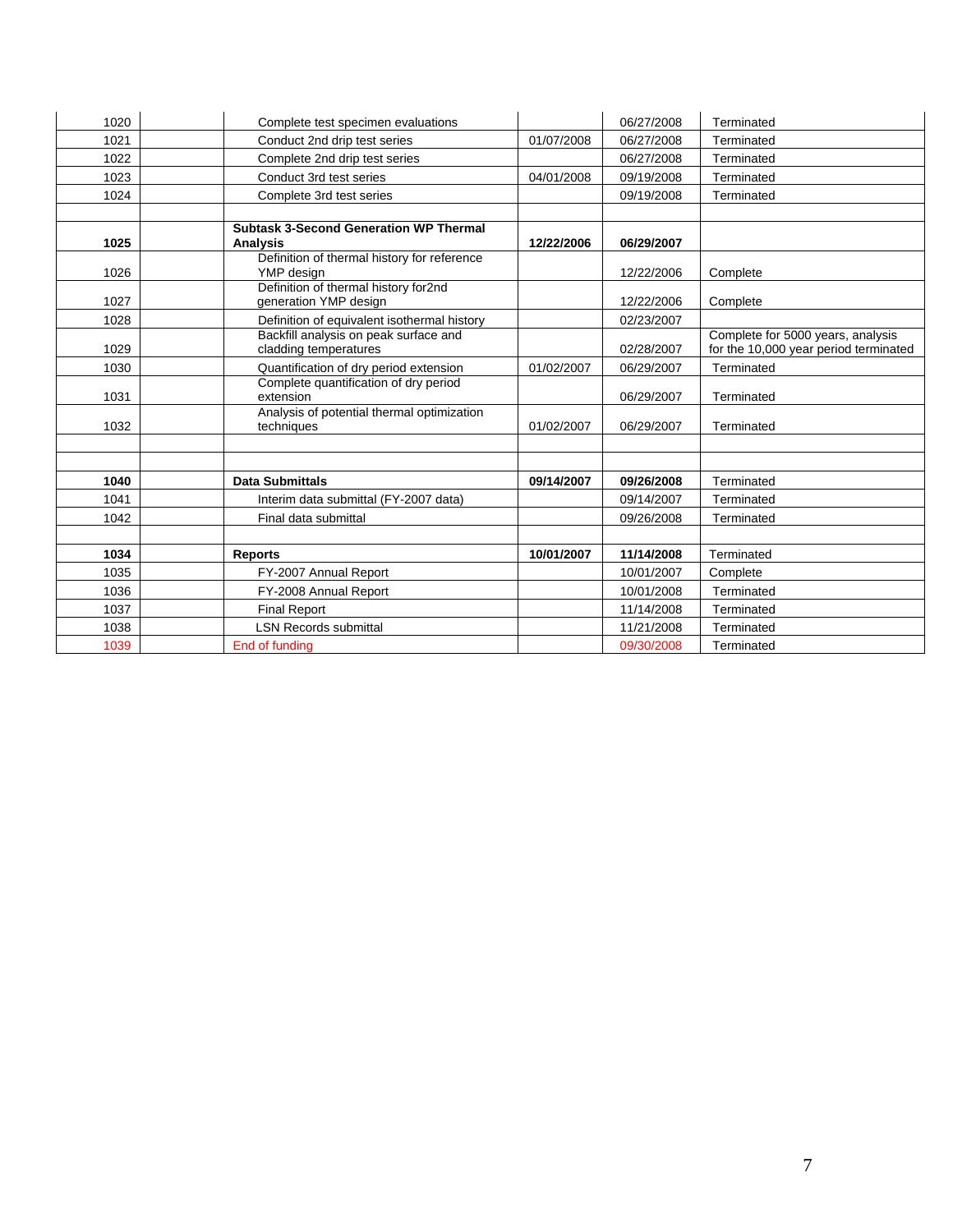| | | | | | |
|---|---|---|---|---|---|
| 1020 | | Complete test specimen evaluations | | 06/27/2008 | Terminated |
| 1021 | | Conduct 2nd drip test series | 01/07/2008 | 06/27/2008 | Terminated |
| 1022 | | Complete 2nd drip test series | | 06/27/2008 | Terminated |
| 1023 | | Conduct 3rd test series | 04/01/2008 | 09/19/2008 | Terminated |
| 1024 | | Complete 3rd test series | | 09/19/2008 | Terminated |
| | | | | | |
| **1025** | | **Subtask 3-Second Generation WP Thermal Analysis** | **12/22/2006** | **06/29/2007** | |
| 1026 | | Definition of thermal history for reference YMP design | | 12/22/2006 | Complete |
| 1027 | | Definition of thermal history for2nd generation YMP design | | 12/22/2006 | Complete |
| 1028 | | Definition of equivalent isothermal history | | 02/23/2007 | |
| 1029 | | Backfill analysis on peak surface and cladding temperatures | | 02/28/2007 | Complete for 5000 years, analysis for the 10,000 year period terminated |
| 1030 | | Quantification of dry period extension | 01/02/2007 | 06/29/2007 | Terminated |
| 1031 | | Complete quantification of dry period extension | | 06/29/2007 | Terminated |
| 1032 | | Analysis of potential thermal optimization techniques | 01/02/2007 | 06/29/2007 | Terminated |
| | | | | | |
| | | | | | |
| **1040** | | **Data Submittals** | **09/14/2007** | **09/26/2008** | Terminated |
| 1041 | | Interim data submittal (FY-2007 data) | | 09/14/2007 | Terminated |
| 1042 | | Final data submittal | | 09/26/2008 | Terminated |
| | | | | | |
| **1034** | | **Reports** | **10/01/2007** | **11/14/2008** | Terminated |
| 1035 | | FY-2007 Annual Report | | 10/01/2007 | Complete |
| 1036 | | FY-2008 Annual Report | | 10/01/2008 | Terminated |
| 1037 | | Final Report | | 11/14/2008 | Terminated |
| 1038 | | LSN Records submittal | | 11/21/2008 | Terminated |
| 1039 | | End of funding | | 09/30/2008 | Terminated |